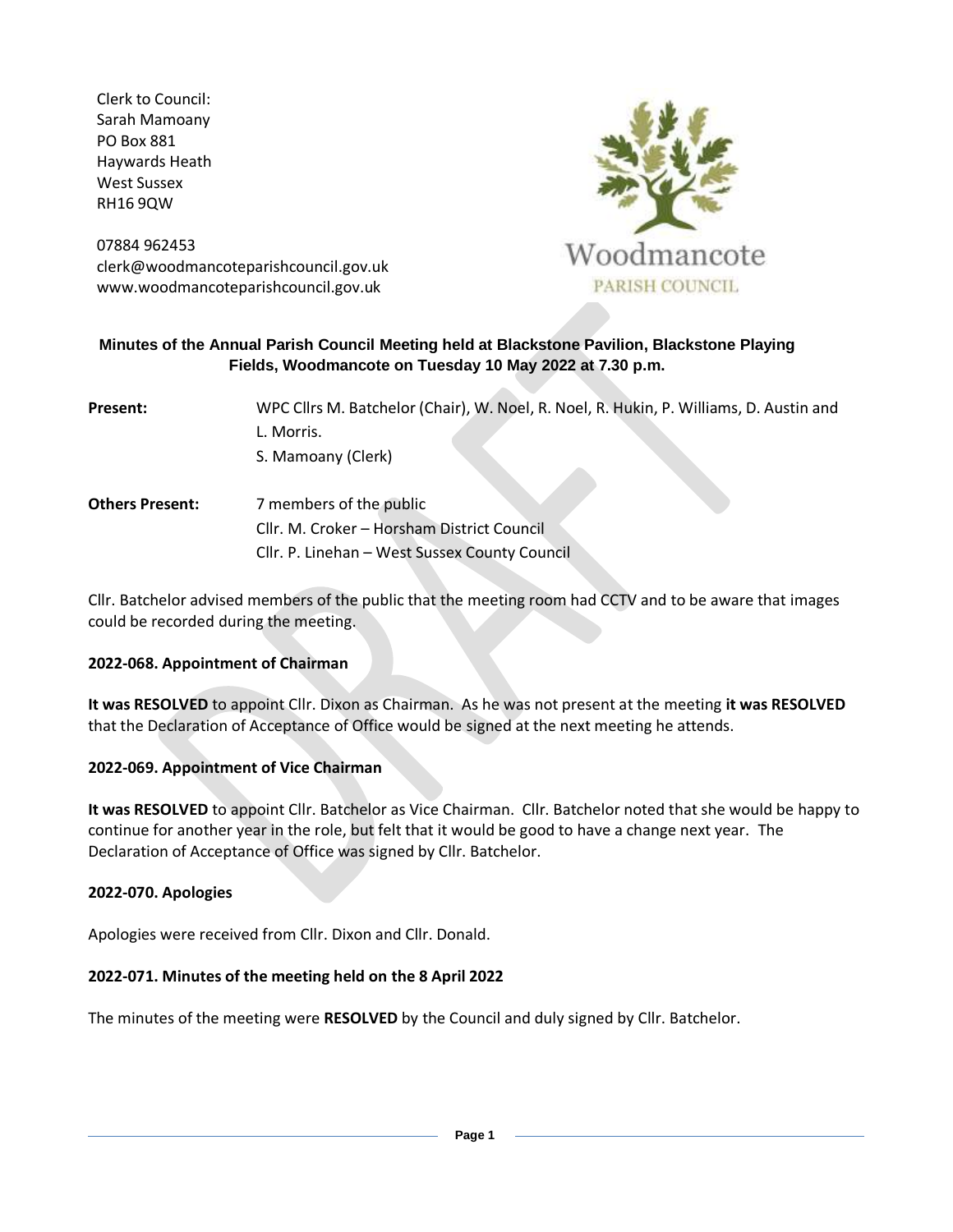Clerk to Council:
Sarah Mamoany
PO Box 881
Haywards Heath
West Sussex
RH16 9QW

07884 962453
clerk@woodmancoteparishcouncil.gov.uk
www.woodmancoteparishcouncil.gov.uk

Woodmancote
PARISH COUNCIL

**Minutes of the Annual Parish Council Meeting held at Blackstone Pavilion, Blackstone Playing Fields, Woodmancote on Tuesday 10 May 2022 at 7.30 p.m.**

**Present:** WPC Cllrs M. Batchelor (Chair), W. Noel, R. Noel, R. Hukin, P. Williams, D. Austin and L. Morris.
S. Mamoany (Clerk)

**Others Present:** 7 members of the public
Cllr. M. Croker – Horsham District Council
Cllr. P. Linehan – West Sussex County Council

Cllr. Batchelor advised members of the public that the meeting room had CCTV and to be aware that images could be recorded during the meeting.

**2022-068. Appointment of Chairman**

**It was RESOLVED** to appoint Cllr. Dixon as Chairman. As he was not present at the meeting **it was RESOLVED** that the Declaration of Acceptance of Office would be signed at the next meeting he attends.

**2022-069. Appointment of Vice Chairman**

**It was RESOLVED** to appoint Cllr. Batchelor as Vice Chairman. Cllr. Batchelor noted that she would be happy to continue for another year in the role, but felt that it would be good to have a change next year. The Declaration of Acceptance of Office was signed by Cllr. Batchelor.

**2022-070. Apologies**

Apologies were received from Cllr. Dixon and Cllr. Donald.

**2022-071. Minutes of the meeting held on the 8 April 2022**

The minutes of the meeting were **RESOLVED** by the Council and duly signed by Cllr. Batchelor.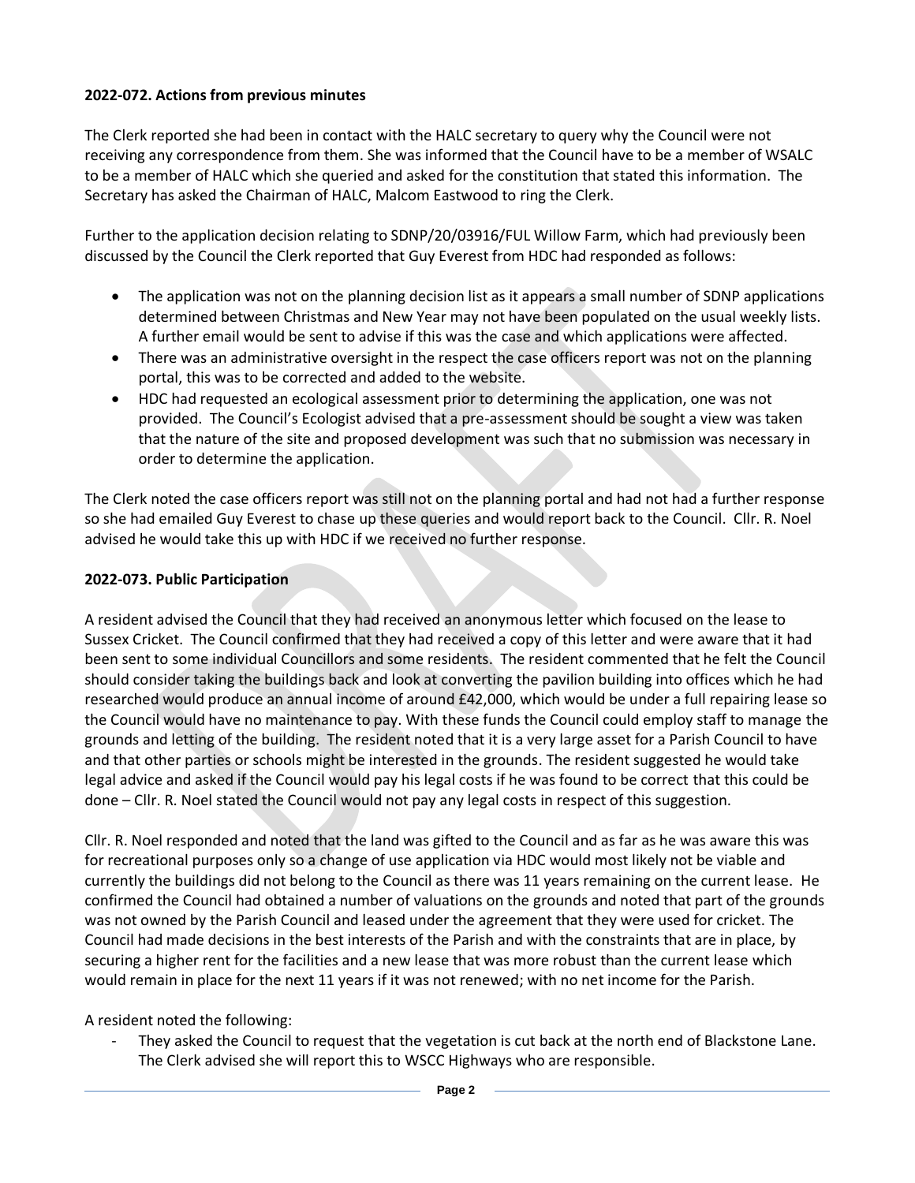**2022-072. Actions from previous minutes**

The Clerk reported she had been in contact with the HALC secretary to query why the Council were not receiving any correspondence from them. She was informed that the Council have to be a member of WSALC to be a member of HALC which she queried and asked for the constitution that stated this information. The Secretary has asked the Chairman of HALC, Malcom Eastwood to ring the Clerk.

Further to the application decision relating to SDNP/20/03916/FUL Willow Farm, which had previously been discussed by the Council the Clerk reported that Guy Everest from HDC had responded as follows:

- The application was not on the planning decision list as it appears a small number of SDNP applications determined between Christmas and New Year may not have been populated on the usual weekly lists. A further email would be sent to advise if this was the case and which applications were affected.
- There was an administrative oversight in the respect the case officers report was not on the planning portal, this was to be corrected and added to the website.
- HDC had requested an ecological assessment prior to determining the application, one was not provided. The Council's Ecologist advised that a pre-assessment should be sought a view was taken that the nature of the site and proposed development was such that no submission was necessary in order to determine the application.

The Clerk noted the case officers report was still not on the planning portal and had not had a further response so she had emailed Guy Everest to chase up these queries and would report back to the Council. Cllr. R. Noel advised he would take this up with HDC if we received no further response.

**2022-073. Public Participation**

A resident advised the Council that they had received an anonymous letter which focused on the lease to Sussex Cricket. The Council confirmed that they had received a copy of this letter and were aware that it had been sent to some individual Councillors and some residents. The resident commented that he felt the Council should consider taking the buildings back and look at converting the pavilion building into offices which he had researched would produce an annual income of around £42,000, which would be under a full repairing lease so the Council would have no maintenance to pay. With these funds the Council could employ staff to manage the grounds and letting of the building. The resident noted that it is a very large asset for a Parish Council to have and that other parties or schools might be interested in the grounds. The resident suggested he would take legal advice and asked if the Council would pay his legal costs if he was found to be correct that this could be done – Cllr. R. Noel stated the Council would not pay any legal costs in respect of this suggestion.

Cllr. R. Noel responded and noted that the land was gifted to the Council and as far as he was aware this was for recreational purposes only so a change of use application via HDC would most likely not be viable and currently the buildings did not belong to the Council as there was 11 years remaining on the current lease. He confirmed the Council had obtained a number of valuations on the grounds and noted that part of the grounds was not owned by the Parish Council and leased under the agreement that they were used for cricket. The Council had made decisions in the best interests of the Parish and with the constraints that are in place, by securing a higher rent for the facilities and a new lease that was more robust than the current lease which would remain in place for the next 11 years if it was not renewed; with no net income for the Parish.

A resident noted the following:

- They asked the Council to request that the vegetation is cut back at the north end of Blackstone Lane. The Clerk advised she will report this to WSCC Highways who are responsible.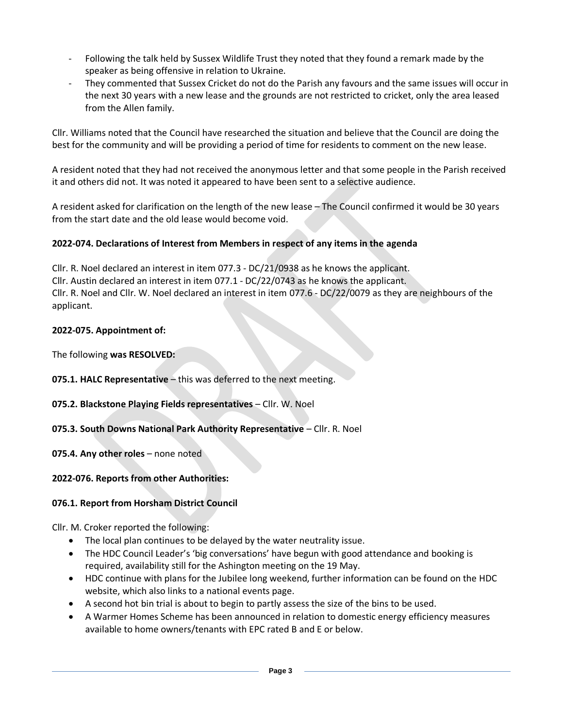- Following the talk held by Sussex Wildlife Trust they noted that they found a remark made by the speaker as being offensive in relation to Ukraine.
- They commented that Sussex Cricket do not do the Parish any favours and the same issues will occur in the next 30 years with a new lease and the grounds are not restricted to cricket, only the area leased from the Allen family.

Cllr. Williams noted that the Council have researched the situation and believe that the Council are doing the best for the community and will be providing a period of time for residents to comment on the new lease.

A resident noted that they had not received the anonymous letter and that some people in the Parish received it and others did not. It was noted it appeared to have been sent to a selective audience.

A resident asked for clarification on the length of the new lease – The Council confirmed it would be 30 years from the start date and the old lease would become void.

**2022-074. Declarations of Interest from Members in respect of any items in the agenda**

Cllr. R. Noel declared an interest in item 077.3 - DC/21/0938 as he knows the applicant.
Cllr. Austin declared an interest in item 077.1 - DC/22/0743 as he knows the applicant.
Cllr. R. Noel and Cllr. W. Noel declared an interest in item 077.6 - DC/22/0079 as they are neighbours of the applicant.

**2022-075. Appointment of:**

The following **was RESOLVED:**

**075.1. HALC Representative** – this was deferred to the next meeting.

**075.2. Blackstone Playing Fields representatives** – Cllr. W. Noel

**075.3. South Downs National Park Authority Representative** – Cllr. R. Noel

**075.4. Any other roles** – none noted

**2022-076. Reports from other Authorities:**

**076.1. Report from Horsham District Council**

Cllr. M. Croker reported the following:

- The local plan continues to be delayed by the water neutrality issue.
- The HDC Council Leader's 'big conversations' have begun with good attendance and booking is required, availability still for the Ashington meeting on the 19 May.
- HDC continue with plans for the Jubilee long weekend, further information can be found on the HDC website, which also links to a national events page.
- A second hot bin trial is about to begin to partly assess the size of the bins to be used.
- A Warmer Homes Scheme has been announced in relation to domestic energy efficiency measures available to home owners/tenants with EPC rated B and E or below.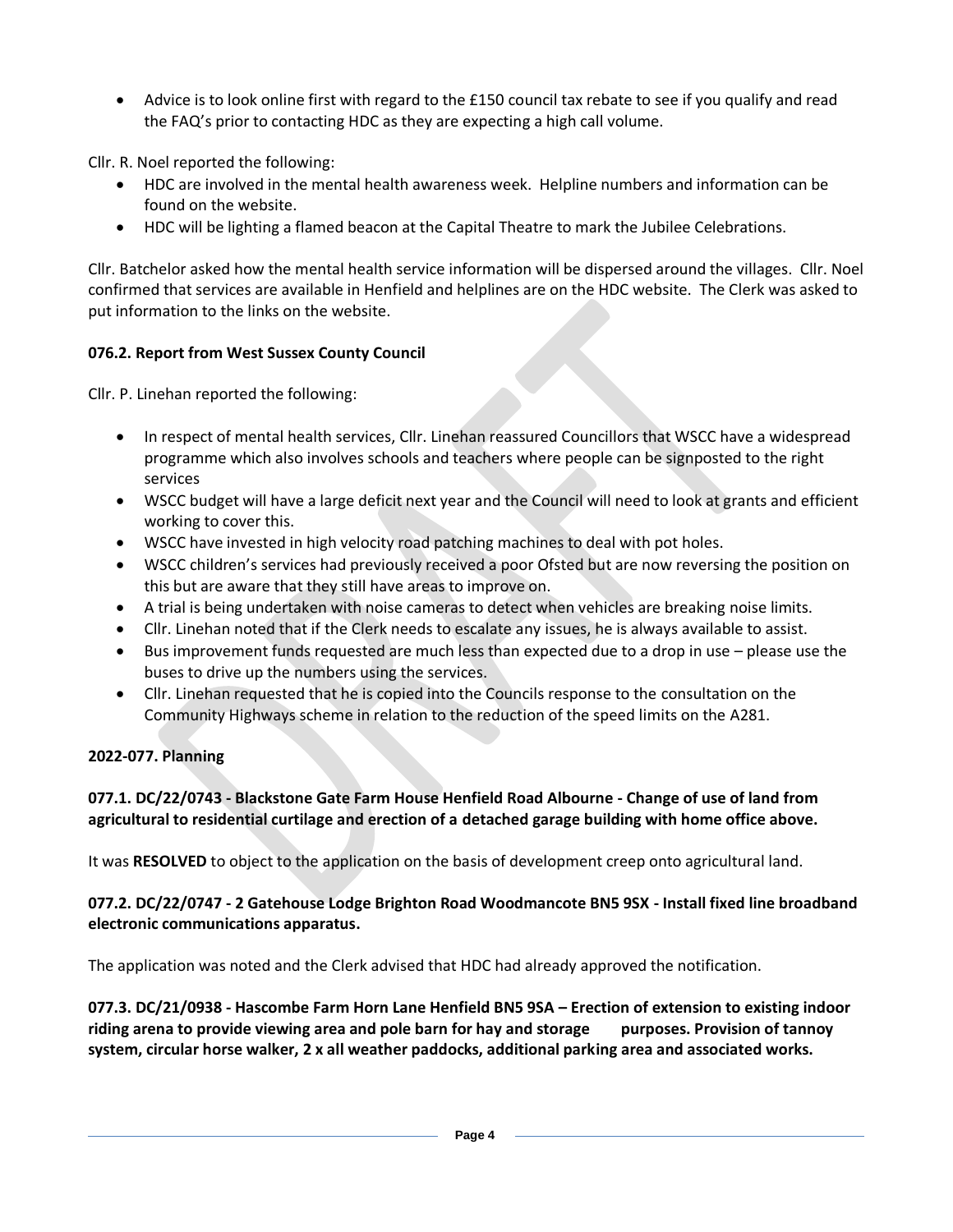- Advice is to look online first with regard to the £150 council tax rebate to see if you qualify and read the FAQ's prior to contacting HDC as they are expecting a high call volume.

Cllr. R. Noel reported the following:

- HDC are involved in the mental health awareness week. Helpline numbers and information can be found on the website.
- HDC will be lighting a flamed beacon at the Capital Theatre to mark the Jubilee Celebrations.

Cllr. Batchelor asked how the mental health service information will be dispersed around the villages. Cllr. Noel confirmed that services are available in Henfield and helplines are on the HDC website. The Clerk was asked to put information to the links on the website.

**076.2. Report from West Sussex County Council**

Cllr. P. Linehan reported the following:

- In respect of mental health services, Cllr. Linehan reassured Councillors that WSCC have a widespread programme which also involves schools and teachers where people can be signposted to the right services
- WSCC budget will have a large deficit next year and the Council will need to look at grants and efficient working to cover this.
- WSCC have invested in high velocity road patching machines to deal with pot holes.
- WSCC children's services had previously received a poor Ofsted but are now reversing the position on this but are aware that they still have areas to improve on.
- A trial is being undertaken with noise cameras to detect when vehicles are breaking noise limits.
- Cllr. Linehan noted that if the Clerk needs to escalate any issues, he is always available to assist.
- Bus improvement funds requested are much less than expected due to a drop in use – please use the buses to drive up the numbers using the services.
- Cllr. Linehan requested that he is copied into the Councils response to the consultation on the Community Highways scheme in relation to the reduction of the speed limits on the A281.

**2022-077. Planning**

**077.1. DC/22/0743 - Blackstone Gate Farm House Henfield Road Albourne - Change of use of land from agricultural to residential curtilage and erection of a detached garage building with home office above.**

It was **RESOLVED** to object to the application on the basis of development creep onto agricultural land.

**077.2. DC/22/0747 - 2 Gatehouse Lodge Brighton Road Woodmancote BN5 9SX - Install fixed line broadband electronic communications apparatus.**

The application was noted and the Clerk advised that HDC had already approved the notification.

**077.3. DC/21/0938 - Hascombe Farm Horn Lane Henfield BN5 9SA – Erection of extension to existing indoor riding arena to provide viewing area and pole barn for hay and storage purposes. Provision of tannoy system, circular horse walker, 2 x all weather paddocks, additional parking area and associated works.**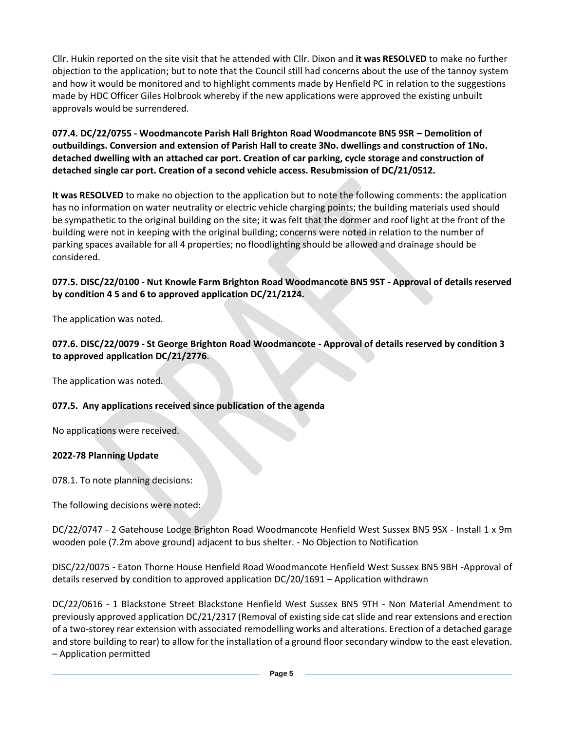Cllr. Hukin reported on the site visit that he attended with Cllr. Dixon and **it was RESOLVED** to make no further objection to the application; but to note that the Council still had concerns about the use of the tannoy system and how it would be monitored and to highlight comments made by Henfield PC in relation to the suggestions made by HDC Officer Giles Holbrook whereby if the new applications were approved the existing unbuilt approvals would be surrendered.

**077.4. DC/22/0755 - Woodmancote Parish Hall Brighton Road Woodmancote BN5 9SR – Demolition of outbuildings. Conversion and extension of Parish Hall to create 3No. dwellings and construction of 1No. detached dwelling with an attached car port. Creation of car parking, cycle storage and construction of detached single car port. Creation of a second vehicle access. Resubmission of DC/21/0512.**

**It was RESOLVED** to make no objection to the application but to note the following comments: the application has no information on water neutrality or electric vehicle charging points; the building materials used should be sympathetic to the original building on the site; it was felt that the dormer and roof light at the front of the building were not in keeping with the original building; concerns were noted in relation to the number of parking spaces available for all 4 properties; no floodlighting should be allowed and drainage should be considered.

**077.5. DISC/22/0100 - Nut Knowle Farm Brighton Road Woodmancote BN5 9ST - Approval of details reserved by condition 4 5 and 6 to approved application DC/21/2124.**

The application was noted.

**077.6. DISC/22/0079 - St George Brighton Road Woodmancote - Approval of details reserved by condition 3 to approved application DC/21/2776**.

The application was noted.

**077.5. Any applications received since publication of the agenda**

No applications were received.

**2022-78 Planning Update**

078.1. To note planning decisions:

The following decisions were noted:

DC/22/0747 - 2 Gatehouse Lodge Brighton Road Woodmancote Henfield West Sussex BN5 9SX - Install 1 x 9m wooden pole (7.2m above ground) adjacent to bus shelter. - No Objection to Notification

DISC/22/0075 - Eaton Thorne House Henfield Road Woodmancote Henfield West Sussex BN5 9BH -Approval of details reserved by condition to approved application DC/20/1691 – Application withdrawn

DC/22/0616 - 1 Blackstone Street Blackstone Henfield West Sussex BN5 9TH - Non Material Amendment to previously approved application DC/21/2317 (Removal of existing side cat slide and rear extensions and erection of a two-storey rear extension with associated remodelling works and alterations. Erection of a detached garage and store building to rear) to allow for the installation of a ground floor secondary window to the east elevation. – Application permitted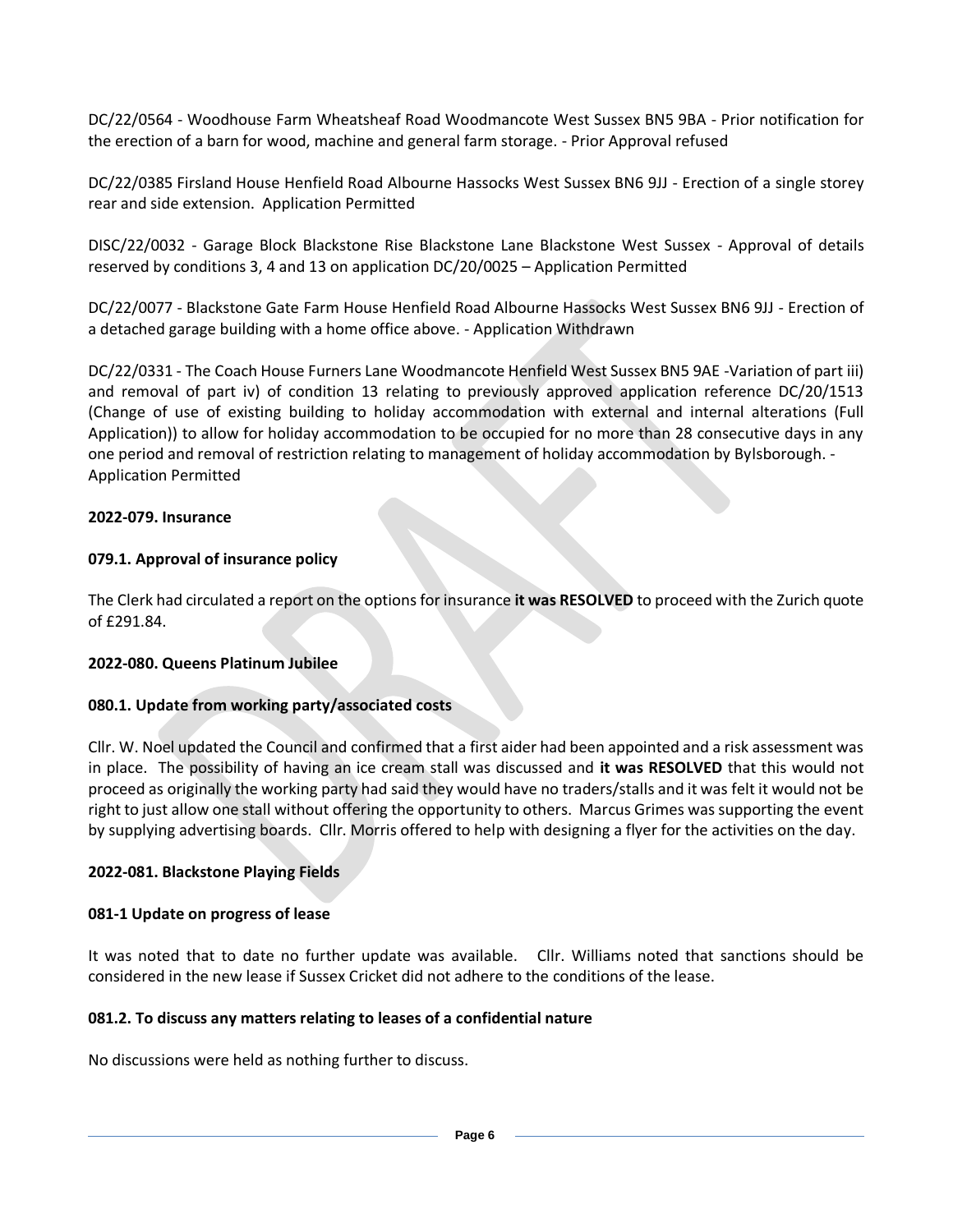DC/22/0564 - Woodhouse Farm Wheatsheaf Road Woodmancote West Sussex BN5 9BA - Prior notification for the erection of a barn for wood, machine and general farm storage. - Prior Approval refused

DC/22/0385 Firsland House Henfield Road Albourne Hassocks West Sussex BN6 9JJ - Erection of a single storey rear and side extension. Application Permitted

DISC/22/0032 - Garage Block Blackstone Rise Blackstone Lane Blackstone West Sussex - Approval of details reserved by conditions 3, 4 and 13 on application DC/20/0025 – Application Permitted

DC/22/0077 - Blackstone Gate Farm House Henfield Road Albourne Hassocks West Sussex BN6 9JJ - Erection of a detached garage building with a home office above. - Application Withdrawn

DC/22/0331 - The Coach House Furners Lane Woodmancote Henfield West Sussex BN5 9AE -Variation of part iii) and removal of part iv) of condition 13 relating to previously approved application reference DC/20/1513 (Change of use of existing building to holiday accommodation with external and internal alterations (Full Application)) to allow for holiday accommodation to be occupied for no more than 28 consecutive days in any one period and removal of restriction relating to management of holiday accommodation by Bylsborough. - Application Permitted

**2022-079. Insurance**

**079.1. Approval of insurance policy**

The Clerk had circulated a report on the options for insurance **it was RESOLVED** to proceed with the Zurich quote of £291.84.

**2022-080. Queens Platinum Jubilee**

**080.1. Update from working party/associated costs**

Cllr. W. Noel updated the Council and confirmed that a first aider had been appointed and a risk assessment was in place. The possibility of having an ice cream stall was discussed and **it was RESOLVED** that this would not proceed as originally the working party had said they would have no traders/stalls and it was felt it would not be right to just allow one stall without offering the opportunity to others. Marcus Grimes was supporting the event by supplying advertising boards. Cllr. Morris offered to help with designing a flyer for the activities on the day.

**2022-081. Blackstone Playing Fields**

**081-1 Update on progress of lease**

It was noted that to date no further update was available. Cllr. Williams noted that sanctions should be considered in the new lease if Sussex Cricket did not adhere to the conditions of the lease.

**081.2. To discuss any matters relating to leases of a confidential nature**

No discussions were held as nothing further to discuss.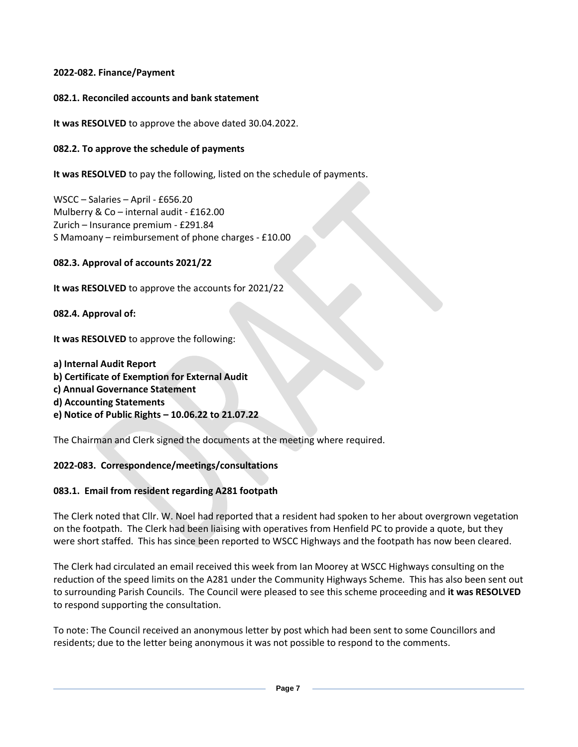**2022-082. Finance/Payment**

**082.1. Reconciled accounts and bank statement**

**It was RESOLVED** to approve the above dated 30.04.2022.

**082.2. To approve the schedule of payments**

**It was RESOLVED** to pay the following, listed on the schedule of payments.

WSCC – Salaries – April - £656.20
Mulberry & Co – internal audit - £162.00
Zurich – Insurance premium - £291.84
S Mamoany – reimbursement of phone charges - £10.00

**082.3. Approval of accounts 2021/22**

**It was RESOLVED** to approve the accounts for 2021/22

**082.4. Approval of:**

**It was RESOLVED** to approve the following:

**a) Internal Audit Report**
**b) Certificate of Exemption for External Audit**
**c) Annual Governance Statement**
**d) Accounting Statements**
**e) Notice of Public Rights – 10.06.22 to 21.07.22**

The Chairman and Clerk signed the documents at the meeting where required.

**2022-083. Correspondence/meetings/consultations**

**083.1. Email from resident regarding A281 footpath**

The Clerk noted that Cllr. W. Noel had reported that a resident had spoken to her about overgrown vegetation on the footpath. The Clerk had been liaising with operatives from Henfield PC to provide a quote, but they were short staffed. This has since been reported to WSCC Highways and the footpath has now been cleared.

The Clerk had circulated an email received this week from Ian Moorey at WSCC Highways consulting on the reduction of the speed limits on the A281 under the Community Highways Scheme. This has also been sent out to surrounding Parish Councils. The Council were pleased to see this scheme proceeding and **it was RESOLVED** to respond supporting the consultation.

To note: The Council received an anonymous letter by post which had been sent to some Councillors and residents; due to the letter being anonymous it was not possible to respond to the comments.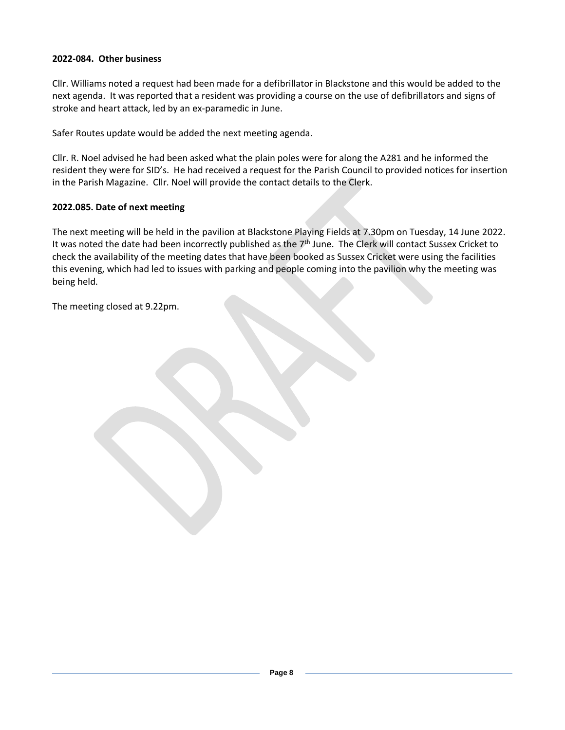### 2022-084. Other business

Cllr. Williams noted a request had been made for a defibrillator in Blackstone and this would be added to the next agenda. It was reported that a resident was providing a course on the use of defibrillators and signs of stroke and heart attack, led by an ex-paramedic in June.

Safer Routes update would be added the next meeting agenda.

Cllr. R. Noel advised he had been asked what the plain poles were for along the A281 and he informed the resident they were for SID's. He had received a request for the Parish Council to provided notices for insertion in the Parish Magazine. Cllr. Noel will provide the contact details to the Clerk.

### 2022.085. Date of next meeting

The next meeting will be held in the pavilion at Blackstone Playing Fields at 7.30pm on Tuesday, 14 June 2022. It was noted the date had been incorrectly published as the 7th June. The Clerk will contact Sussex Cricket to check the availability of the meeting dates that have been booked as Sussex Cricket were using the facilities this evening, which had led to issues with parking and people coming into the pavilion why the meeting was being held.

The meeting closed at 9.22pm.